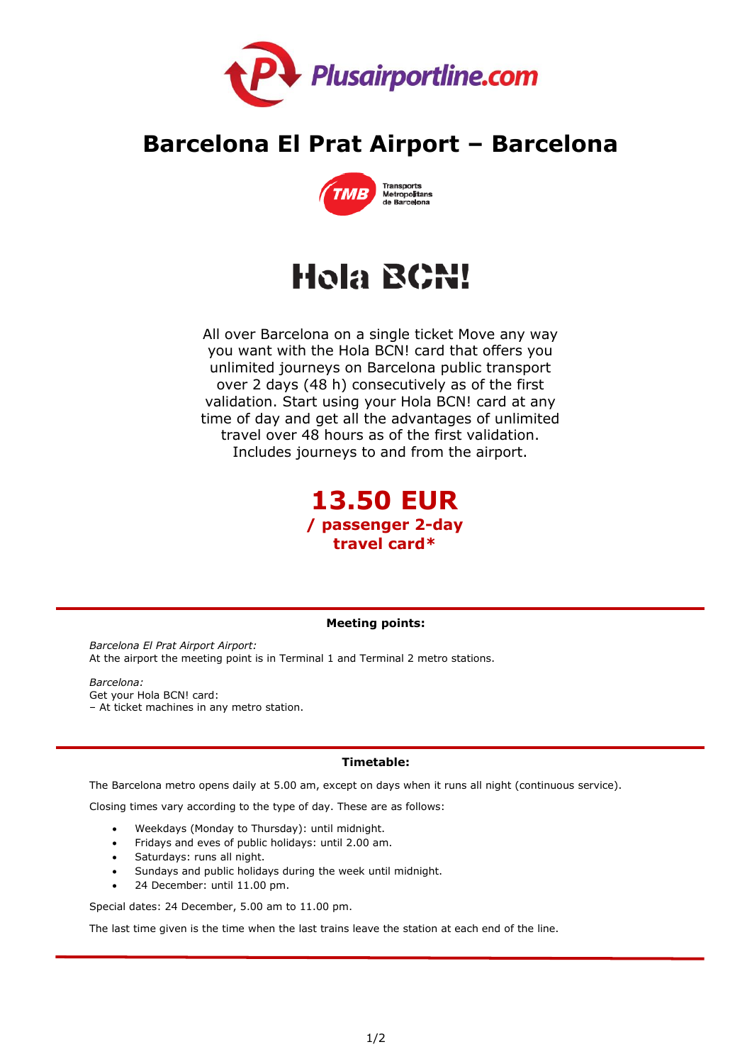Plusairportline.com

# Barcelona El Prat Airport – Barcelona

TMB Transports Metropolitans de Barcelona

## Hola BCN!

All over Barcelona on a single ticket Move any way you want with the Hola BCN! card that offers you unlimited journeys on Barcelona public transport over 2 days (48 h) consecutively as of the first validation. Start using your Hola BCN! card at any time of day and get all the advantages of unlimited travel over 48 hours as of the first validation. Includes journeys to and from the airport.

**13.50 EUR**
**/ passenger 2-day travel card***

---

### Meeting points:

*Barcelona El Prat Airport Airport:*
At the airport the meeting point is in Terminal 1 and Terminal 2 metro stations.

*Barcelona:*
Get your Hola BCN! card:
– At ticket machines in any metro station.

---

### Timetable:

The Barcelona metro opens daily at 5.00 am, except on days when it runs all night (continuous service).

Closing times vary according to the type of day. These are as follows:

- Weekdays (Monday to Thursday): until midnight.
- Fridays and eves of public holidays: until 2.00 am.
- Saturdays: runs all night.
- Sundays and public holidays during the week until midnight.
- 24 December: until 11.00 pm.

Special dates: 24 December, 5.00 am to 11.00 pm.

The last time given is the time when the last trains leave the station at each end of the line.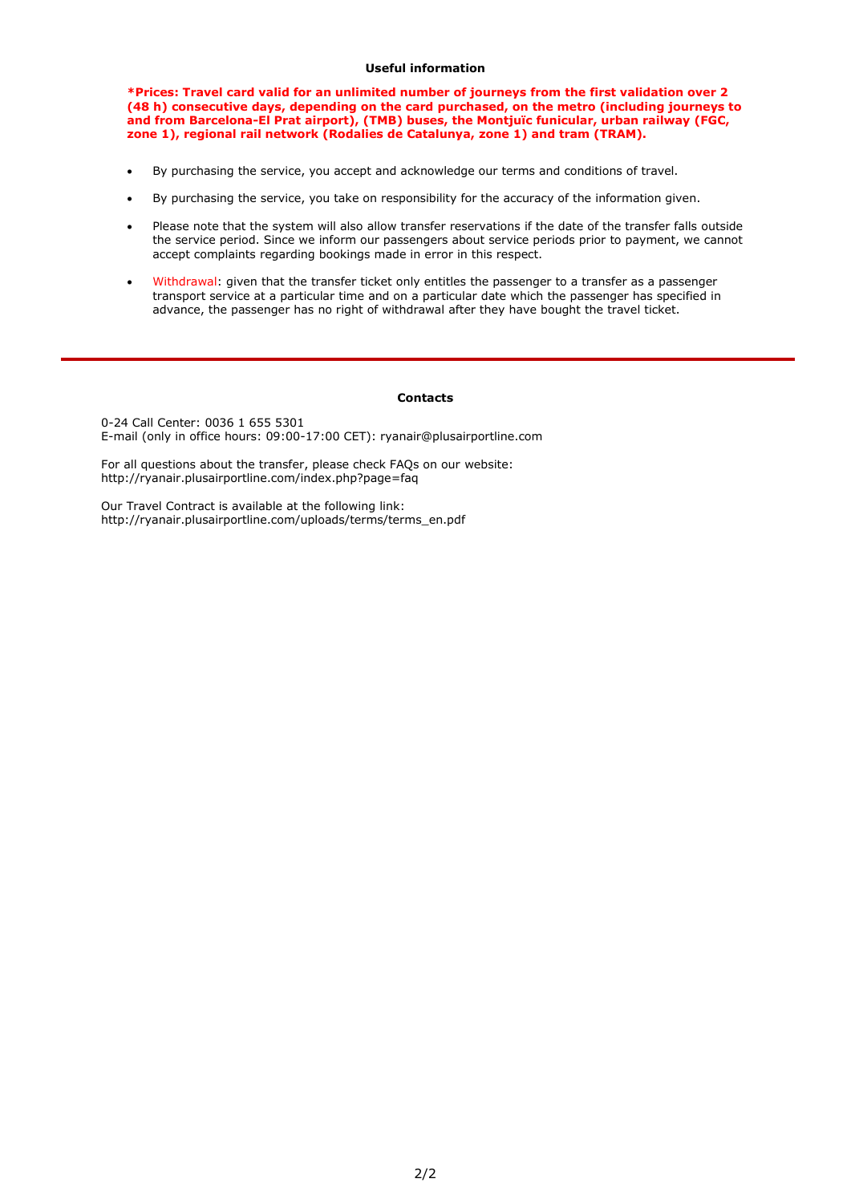## Useful information

**\*Prices: Travel card valid for an unlimited number of journeys from the first validation over 2 (48 h) consecutive days, depending on the card purchased, on the metro (including journeys to and from Barcelona-El Prat airport), (TMB) buses, the Montjuïc funicular, urban railway (FGC, zone 1), regional rail network (Rodalies de Catalunya, zone 1) and tram (TRAM).**

- By purchasing the service, you accept and acknowledge our terms and conditions of travel.
- By purchasing the service, you take on responsibility for the accuracy of the information given.
- Please note that the system will also allow transfer reservations if the date of the transfer falls outside the service period. Since we inform our passengers about service periods prior to payment, we cannot accept complaints regarding bookings made in error in this respect.
- Withdrawal: given that the transfer ticket only entitles the passenger to a transfer as a passenger transport service at a particular time and on a particular date which the passenger has specified in advance, the passenger has no right of withdrawal after they have bought the travel ticket.

---

## Contacts

0-24 Call Center: 0036 1 655 5301
E-mail (only in office hours: 09:00-17:00 CET): ryanair@plusairportline.com

For all questions about the transfer, please check FAQs on our website:
http://ryanair.plusairportline.com/index.php?page=faq

Our Travel Contract is available at the following link:
http://ryanair.plusairportline.com/uploads/terms/terms_en.pdf